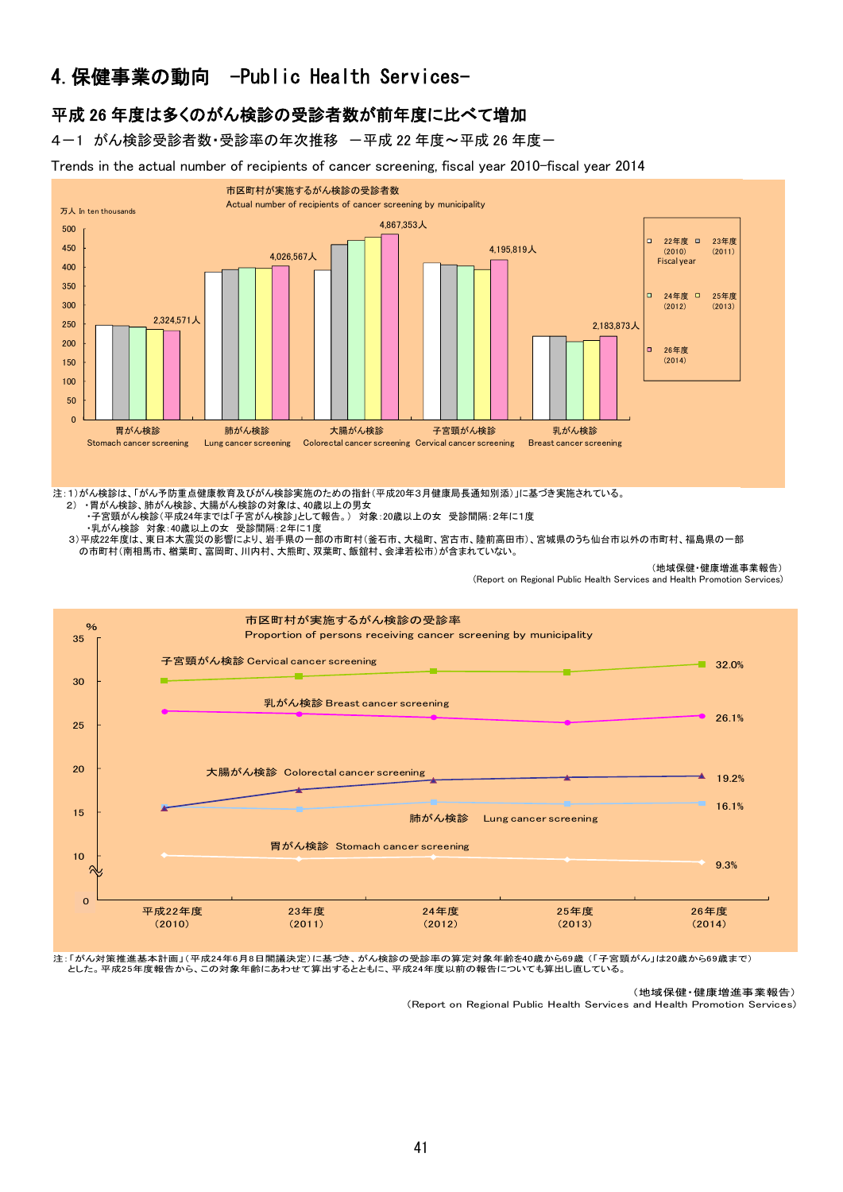# 4. 保健事業の動向 -Public Health Services-

## 平成 26 年度は多くのがん検診の受診者数が前年度に比べて増加

4－1 がん検診受診者数・受診率の年次推移 －平成 22 年度～平成 26 年度－

Trends in the actual number of recipients of cancer screening, fiscal year 2010–fiscal year 2014

市区町村が実施するがん検診の受診者数
Actual number of recipients of cancer screening by municipality

万人 In ten thousands

| | 22年度 (2010) | 23年度 (2011) | 24年度 (2012) | 25年度 (2013) | 26年度 (2014) |
|---|---|---|---|---|---|
| 胃がん検診 Stomach cancer screening | | | | | 2,324,571人 |
| 肺がん検診 Lung cancer screening | | | | | 4,026,567人 |
| 大腸がん検診 Colorectal cancer screening | | | | | 4,867,353人 |
| 子宮頸がん検診 Cervical cancer screening | | | | | 4,195,819人 |
| 乳がん検診 Breast cancer screening | | | | | 2,183,873人 |

注：1）がん検診は、「がん予防重点健康教育及びがん検診実施のための指針（平成20年3月健康局長通知別添）」に基づき実施されている。
　2）・胃がん検診、肺がん検診、大腸がん検診の対象は、40歳以上の男女
　　・子宮頸がん検診（平成24年度までは「子宮がん検診」として報告。） 対象：20歳以上の女　受診間隔：2年に1度
　　・乳がん検診　対象：40歳以上の女　受診間隔：2年に1度
　3）平成22年度は、東日本大震災の影響により、岩手県の一部の市町村（釜石市、大槌町、宮古市、陸前高田市）、宮城県のうち仙台市以外の市町村、福島県の一部の市町村（南相馬市、楢葉町、富岡町、川内村、大熊町、双葉町、飯舘村、会津若松市）が含まれていない。

（地域保健・健康増進事業報告）
(Report on Regional Public Health Services and Health Promotion Services)

市区町村が実施するがん検診の受診率
Proportion of persons receiving cancer screening by municipality

| (%) | 平成22年度 (2010) | 23年度 (2011) | 24年度 (2012) | 25年度 (2013) | 26年度 (2014) |
|---|---|---|---|---|---|
| 子宮頸がん検診 Cervical cancer screening | | | | | 32.0% |
| 乳がん検診 Breast cancer screening | | | | | 26.1% |
| 大腸がん検診 Colorectal cancer screening | | | | | 19.2% |
| 肺がん検診 Lung cancer screening | | | | | 16.1% |
| 胃がん検診 Stomach cancer screening | | | | | 9.3% |

注：「がん対策推進基本計画」（平成24年6月8日閣議決定）に基づき、がん検診の受診率の算定対象年齢を40歳から69歳（「子宮頸がん」は20歳から69歳まで）とした。平成25年度報告から、この対象年齢にあわせて算出するとともに、平成24年度以前の報告についても算出し直している。

（地域保健・健康増進事業報告）
(Report on Regional Public Health Services and Health Promotion Services)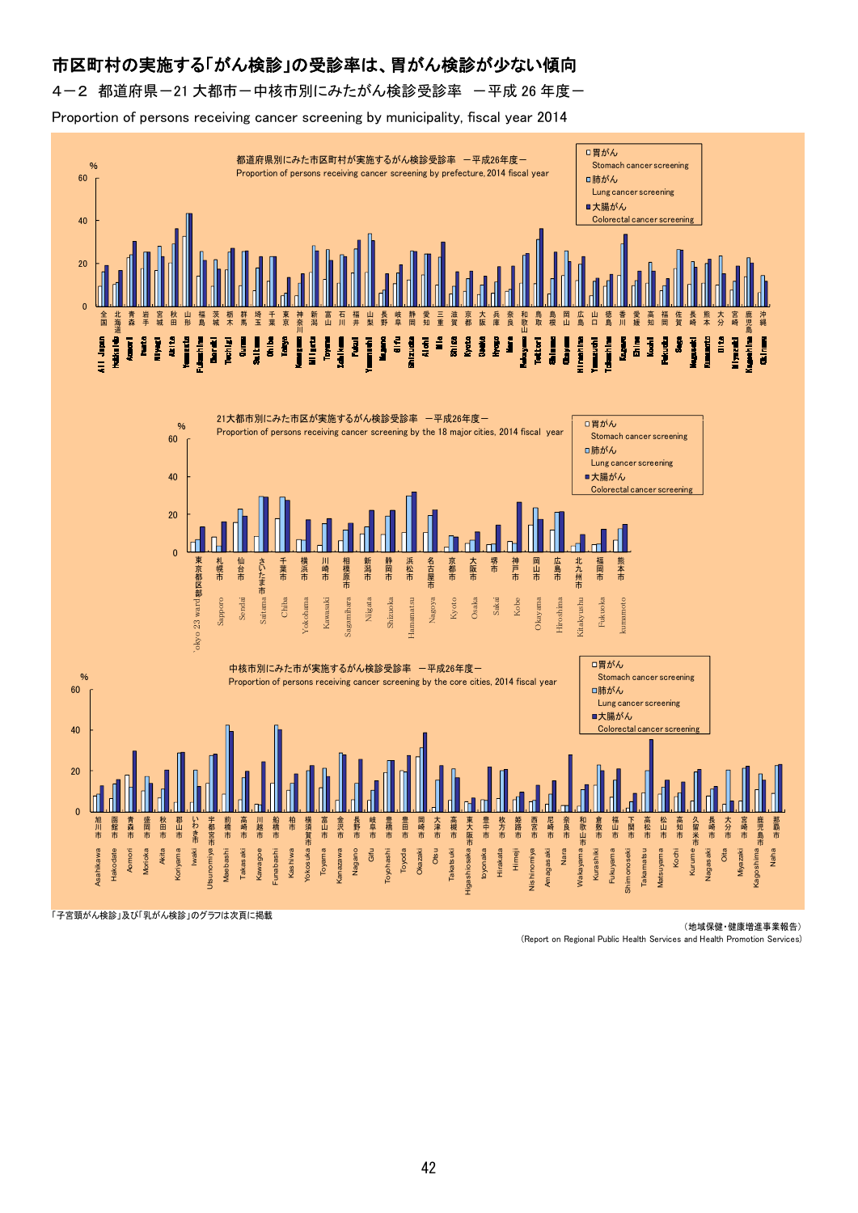# 市区町村の実施する「がん検診」の受診率は、胃がん検診が少ない傾向

4－2　都道府県－21 大都市－中核市別にみたがん検診受診率　－平成 26 年度－

Proportion of persons receiving cancer screening by municipality, fiscal year 2014

都道府県別にみた市区町村が実施するがん検診受診率　－平成26年度－
Proportion of persons receiving cancer screening by prefecture, 2014 fiscal year

□胃がん Stomach cancer screening
□肺がん Lung cancer screening
■大腸がん Colorectal cancer screening

21大都市別にみた市区が実施するがん検診受診率　－平成26年度－
Proportion of persons receiving cancer screening by the 18 major cities, 2014 fiscal year

中核市別にみた市が実施するがん検診受診率　－平成26年度－
Proportion of persons receiving cancer screening by the core cities, 2014 fiscal year

「子宮頸がん検診」及び「乳がん検診」のグラフは次頁に掲載

（地域保健・健康増進事業報告）
(Report on Regional Public Health Services and Health Promotion Services)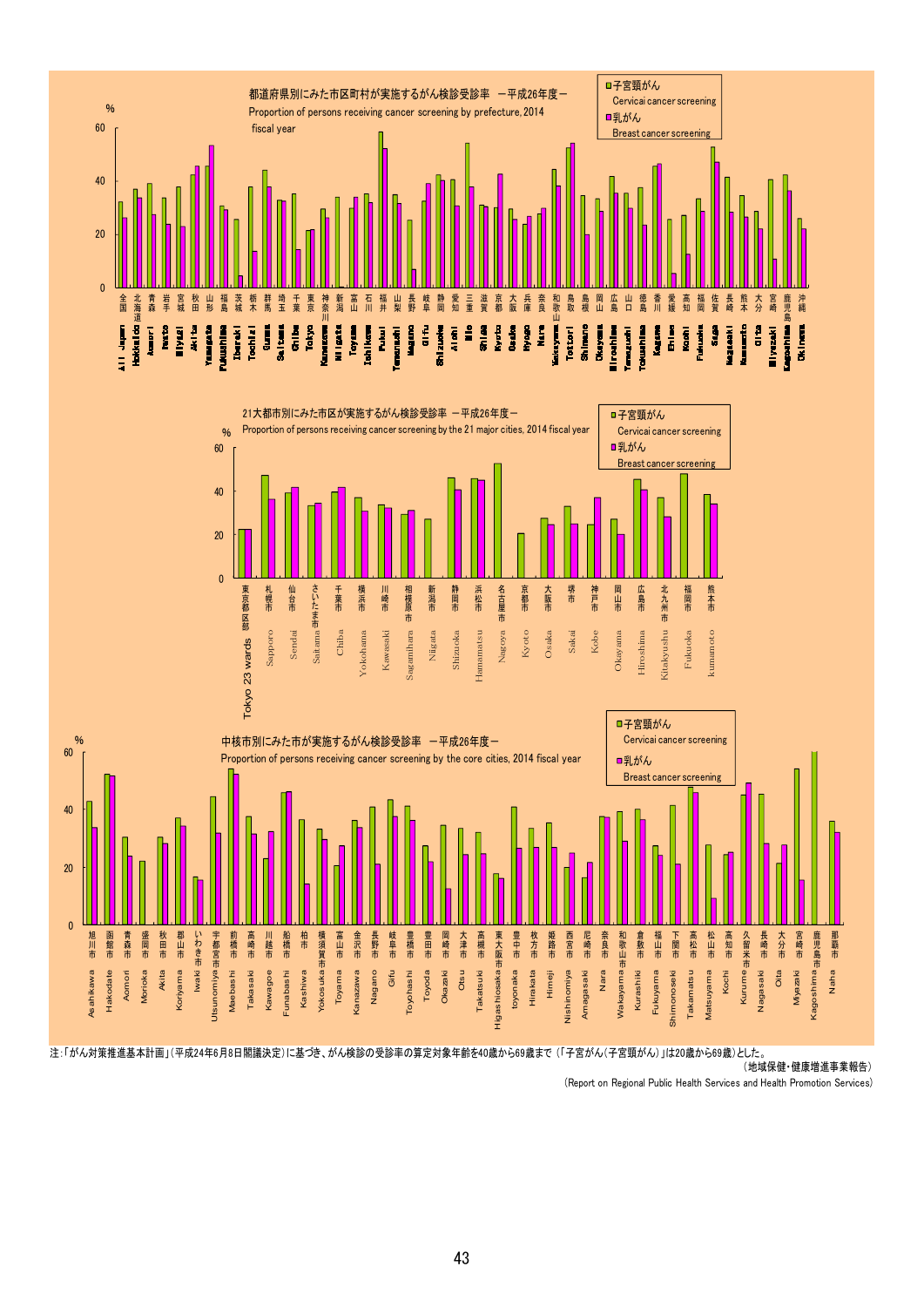## 都道府県別にみた市区町村が実施するがん検診受診率 －平成26年度－

Proportion of persons receiving cancer screening by prefecture, 2014 fiscal year

■子宮頸がん Cervical cancer screening
■乳がん Breast cancer screening

## 21大都市別にみた市区が実施するがん検診受診率 －平成26年度－

Proportion of persons receiving cancer screening by the 21 major cities, 2014 fiscal year

■子宮頸がん Cervical cancer screening
■乳がん Breast cancer screening

## 中核市別にみた市が実施するがん検診受診率 －平成26年度－

Proportion of persons receiving cancer screening by the core cities, 2014 fiscal year

■子宮頸がん Cervical cancer screening
■乳がん Breast cancer screening

注:「がん対策推進基本計画」(平成24年6月8日閣議決定)に基づき、がん検診の受診率の算定対象年齢を40歳から69歳まで(「子宮がん(子宮頸がん)」は20歳から69歳)とした。

(地域保健・健康増進事業報告)
(Report on Regional Public Health Services and Health Promotion Services)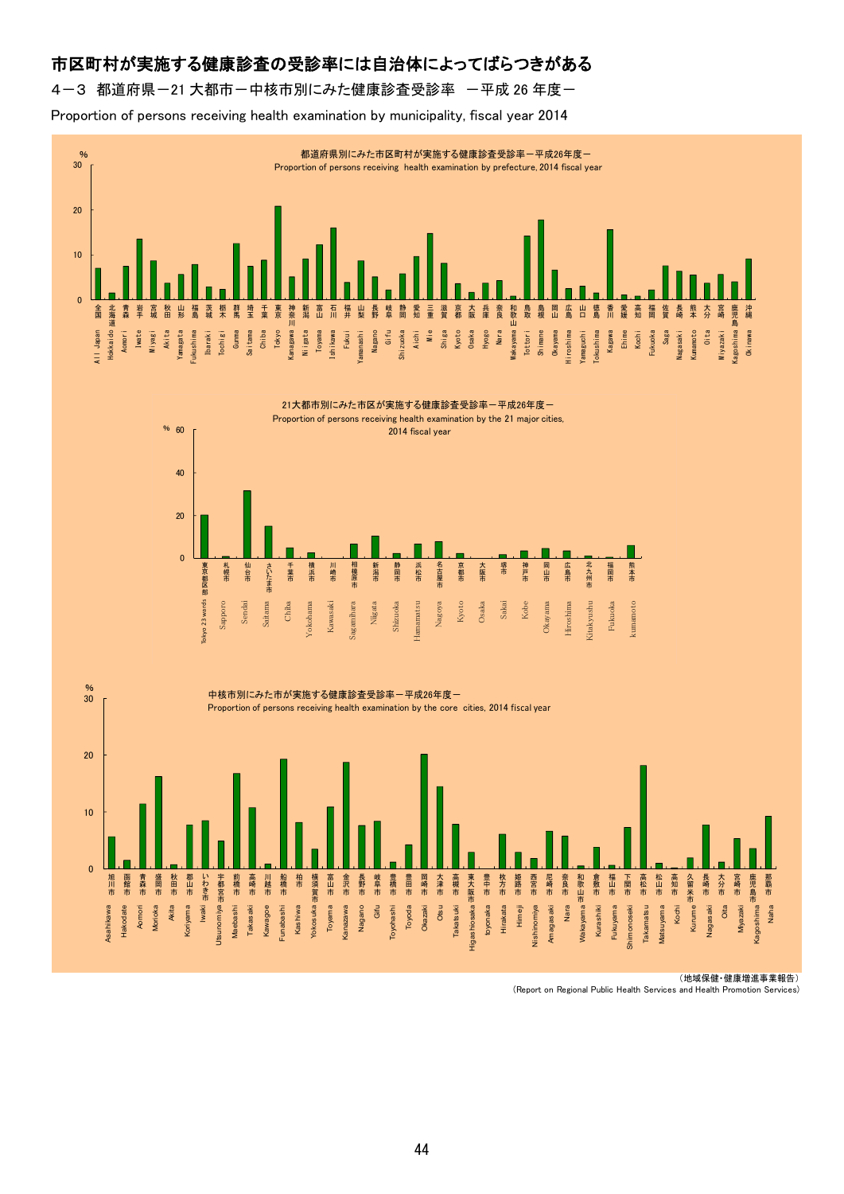# 市区町村が実施する健康診査の受診率には自治体によってばらつきがある

4－3　都道府県－21 大都市－中核市別にみた健康診査受診率　－平成 26 年度－

Proportion of persons receiving health examination by municipality, fiscal year 2014

都道府県別にみた市区町村が実施する健康診査受診率－平成26年度－
Proportion of persons receiving health examination by prefecture, 2014 fiscal year

21大都市別にみた市区が実施する健康診査受診率－平成26年度－
Proportion of persons receiving health examination by the 21 major cities, 2014 fiscal year

中核市別にみた市が実施する健康診査受診率－平成26年度－
Proportion of persons receiving health examination by the core cities, 2014 fiscal year

（地域保健・健康増進事業報告）
(Report on Regional Public Health Services and Health Promotion Services)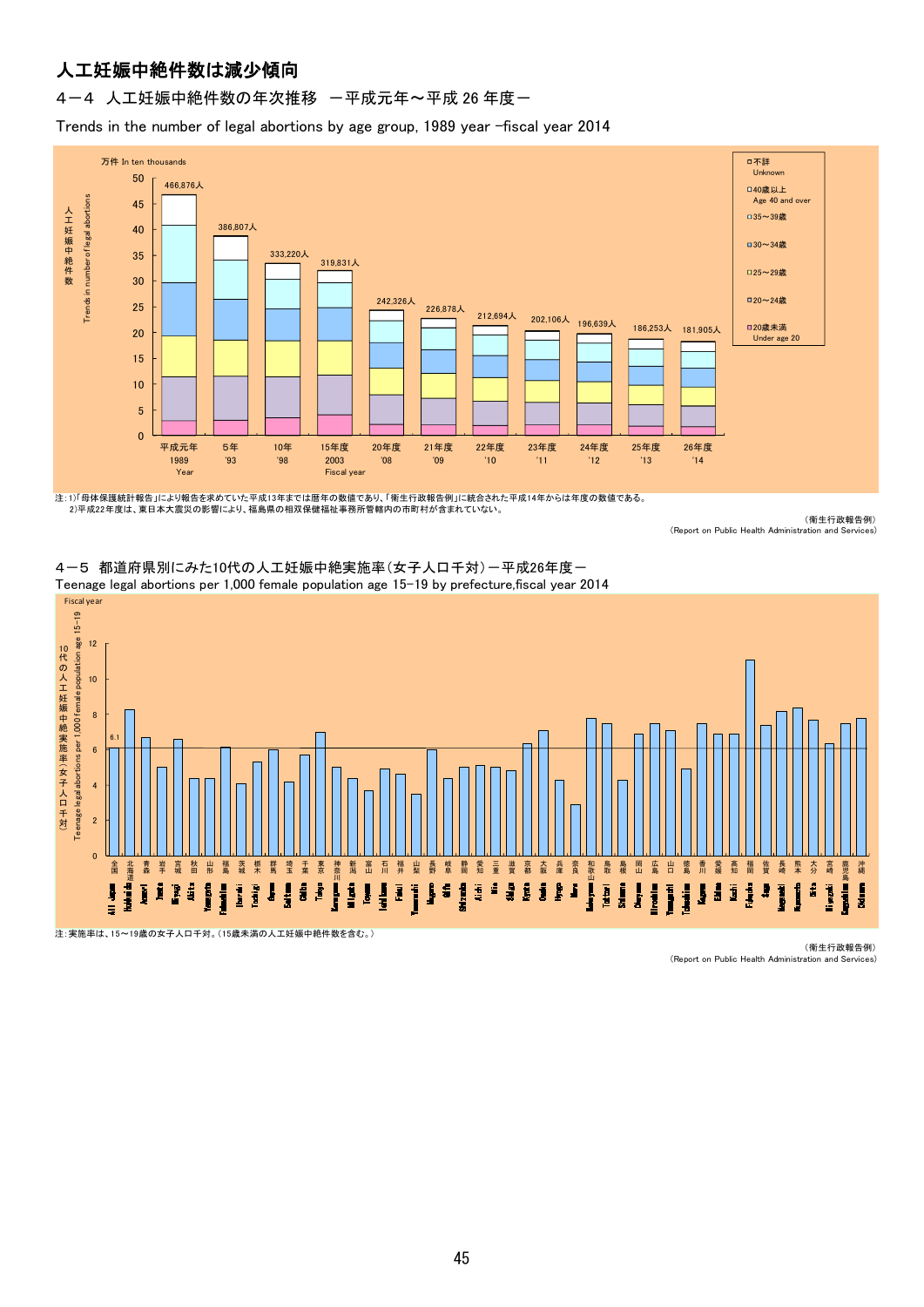# 人工妊娠中絶件数は減少傾向

## 4−4　人工妊娠中絶件数の年次推移　−平成元年〜平成 26 年度−

Trends in the number of legal abortions by age group, 1989 year −fiscal year 2014

人工妊娠中絶件数 Trends in number of legal abortions

万件 In ten thousands

| 年 Year | 総数 |
|---|---|
| 平成元年 1989 | 466,876人 |
| 5年 '93 | 386,807人 |
| 10年 '98 | 333,220人 |
| 15年度 2003 | 319,831人 |
| 20年度 '08 | 242,326人 |
| 21年度 '09 | 226,878人 |
| 22年度 '10 | 212,694人 |
| 23年度 '11 | 202,106人 |
| 24年度 '12 | 196,639人 |
| 25年度 '13 | 186,253人 |
| 26年度 '14 | 181,905人 |

Fiscal year

凡例：不詳 Unknown / 40歳以上 Age 40 and over / 35〜39歳 / 30〜34歳 / 25〜29歳 / 20〜24歳 / 20歳未満 Under age 20

注：1)「母体保護統計報告」により報告を求めていた平成13年までは暦年の数値であり、「衛生行政報告例」に統合された平成14年からは年度の数値である。
　　2)平成22年度は、東日本大震災の影響により、福島県の相双保健福祉事務所管轄内の市町村が含まれていない。

（衛生行政報告例）
(Report on Public Health Administration and Services)

## 4−5　都道府県別にみた10代の人工妊娠中絶実施率（女子人口千対）−平成26年度−

Teenage legal abortions per 1,000 female population age 15−19 by prefecture,fiscal year 2014

Fiscal year

10代の人工妊娠中絶実施率（女子人口千対） Teenage legal abortions per 1,000 female population age 15−19

全国 All Japan：6.1

都道府県：北海道 Hokkaido、青森 Aomori、岩手 Iwate、宮城 Miyagi、秋田 Akita、山形 Yamagata、福島 Fukushima、茨城 Ibaraki、栃木 Tochigi、群馬 Gunma、埼玉 Saitama、千葉 Chiba、東京 Tokyo、神奈川 Kanagawa、新潟 Niigata、富山 Toyama、石川 Ishikawa、福井 Fukui、山梨 Yamanashi、長野 Nagano、岐阜 Gifu、静岡 Shizuoka、愛知 Aichi、三重 Mie、滋賀 Shiga、京都 Kyoto、大阪 Osaka、兵庫 Hyogo、奈良 Nara、和歌山 Wakayama、鳥取 Tottori、島根 Shimane、岡山 Okayama、広島 Hiroshima、山口 Yamaguchi、徳島 Tokushima、香川 Kagawa、愛媛 Ehime、高知 Kochi、福岡 Fukuoka、佐賀 Saga、長崎 Nagasaki、熊本 Kumamoto、大分 Oita、宮崎 Miyazaki、鹿児島 Kagoshima、沖縄 Okinawa

注：実施率は、15〜19歳の女子人口千対。（15歳未満の人工妊娠中絶件数を含む。）

（衛生行政報告例）
(Report on Public Health Administration and Services)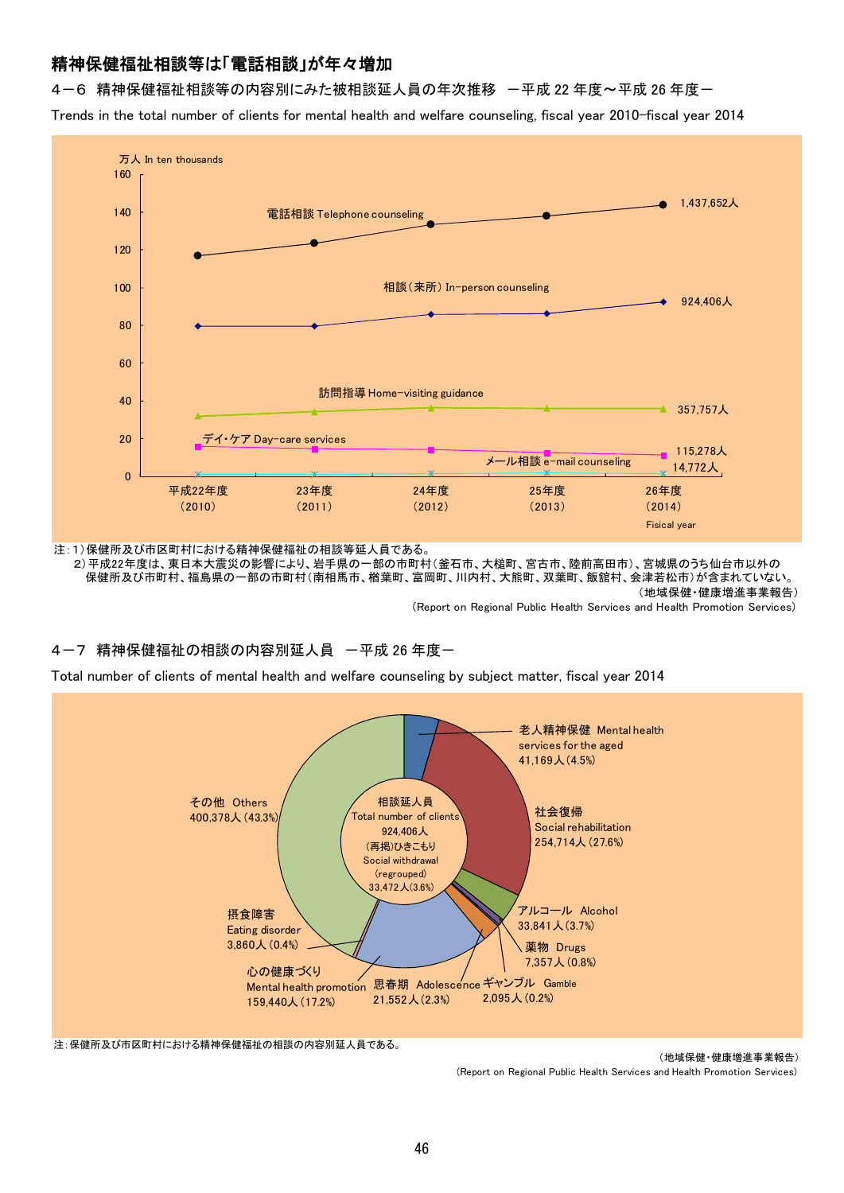# 精神保健福祉相談等は「電話相談」が年々増加

4－6　精神保健福祉相談等の内容別にみた被相談延人員の年次推移　－平成 22 年度～平成 26 年度－

Trends in the total number of clients for mental health and welfare counseling, fiscal year 2010–fiscal year 2014

万人 In ten thousands

| | 平成22年度 (2010) | 23年度 (2011) | 24年度 (2012) | 25年度 (2013) | 26年度 (2014) |
|---|---|---|---|---|---|
| 電話相談 Telephone counseling | | | | | 1,437,652人 |
| 相談（来所） In–person counseling | | | | | 924,406人 |
| 訪問指導 Home–visiting guidance | | | | | 357,757人 |
| デイ・ケア Day–care services | | | | | 115,278人 |
| メール相談 e–mail counseling | | | | | 14,772人 |

Fiscal year

注：1）保健所及び市区町村における精神保健福祉の相談等延人員である。
　　2）平成22年度は、東日本大震災の影響により、岩手県の一部の市町村（釜石市、大槌町、宮古市、陸前高田市）、宮城県のうち仙台市以外の保健所及び市町村、福島県の一部の市町村（南相馬市、楢葉町、富岡町、川内村、大熊町、双葉町、飯舘村、会津若松市）が含まれていない。

（地域保健・健康増進事業報告）
(Report on Regional Public Health Services and Health Promotion Services)

4－7　精神保健福祉の相談の内容別延人員　－平成 26 年度－

Total number of clients of mental health and welfare counseling by subject matter, fiscal year 2014

相談延人員 Total number of clients 924,406人
（再掲）ひきこもり Social withdrawal (regrouped) 33,472人(3.6%)

| 内容 | 延人員 |
|---|---|
| 老人精神保健 Mental health services for the aged | 41,169人 (4.5%) |
| 社会復帰 Social rehabilitation | 254,714人 (27.6%) |
| アルコール Alcohol | 33,841人 (3.7%) |
| 薬物 Drugs | 7,357人 (0.8%) |
| ギャンブル Gamble | 2,095人 (0.2%) |
| 思春期 Adolescence | 21,552人 (2.3%) |
| 心の健康づくり Mental health promotion | 159,440人 (17.2%) |
| 摂食障害 Eating disorder | 3,860人 (0.4%) |
| その他 Others | 400,378人 (43.3%) |

注：保健所及び市区町村における精神保健福祉の相談の内容別延人員である。

（地域保健・健康増進事業報告）
(Report on Regional Public Health Services and Health Promotion Services)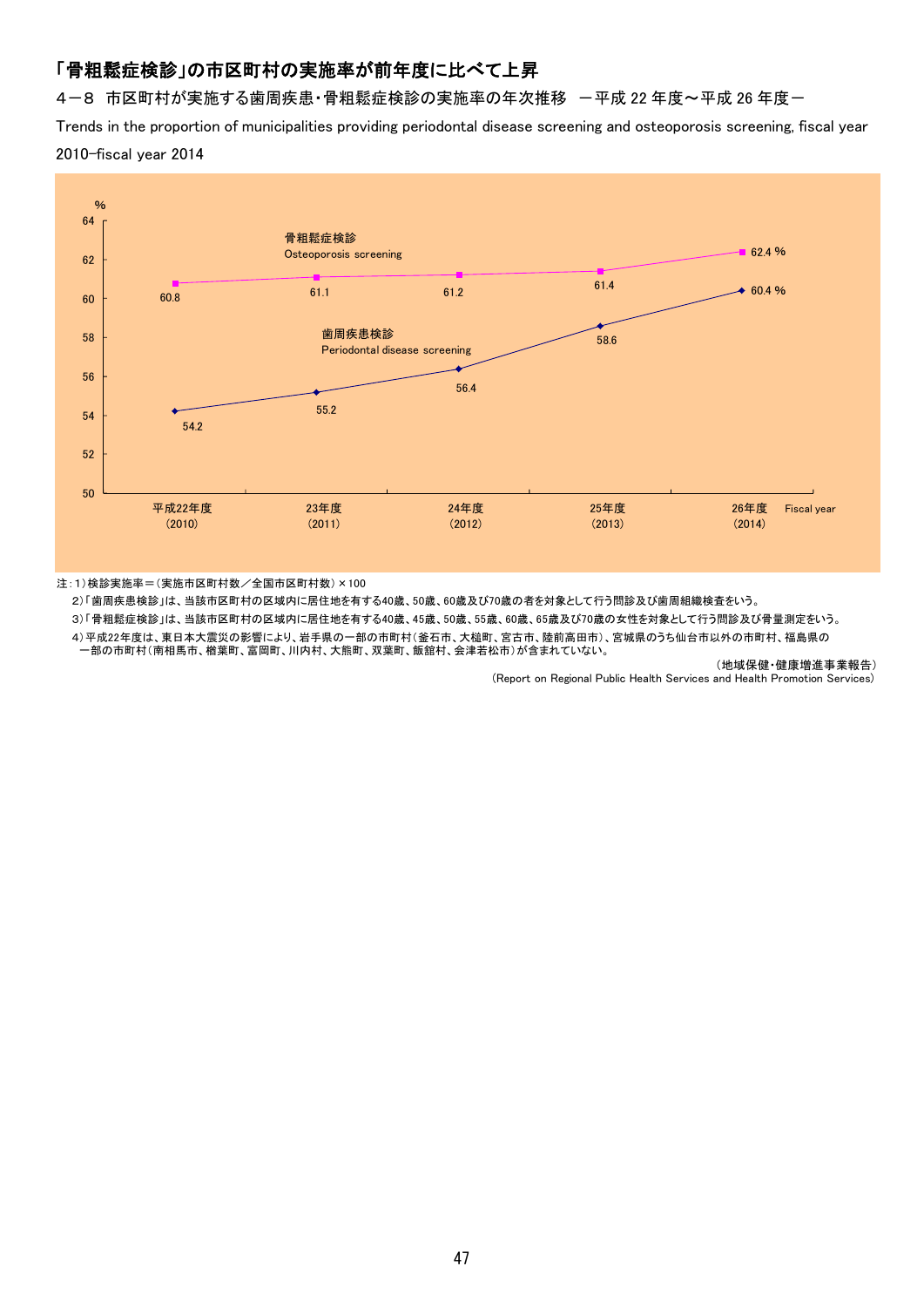# 「骨粗鬆症検診」の市区町村の実施率が前年度に比べて上昇

## 4－8 市区町村が実施する歯周疾患・骨粗鬆症検診の実施率の年次推移 －平成 22 年度～平成 26 年度－

Trends in the proportion of municipalities providing periodontal disease screening and osteoporosis screening, fiscal year 2010–fiscal year 2014

| Fiscal year | 骨粗鬆症検診 Osteoporosis screening (%) | 歯周疾患検診 Periodontal disease screening (%) |
|---|---|---|
| 平成22年度 (2010) | 60.8 | 54.2 |
| 23年度 (2011) | 61.1 | 55.2 |
| 24年度 (2012) | 61.2 | 56.4 |
| 25年度 (2013) | 61.4 | 58.6 |
| 26年度 (2014) | 62.4 | 60.4 |

注：1）検診実施率＝（実施市区町村数／全国市区町村数）×100

2)「歯周疾患検診」は、当該市区町村の区域内に居住地を有する40歳、50歳、60歳及び70歳の者を対象として行う問診及び歯周組織検査をいう。

3)「骨粗鬆症検診」は、当該市区町村の区域内に居住地を有する40歳、45歳、50歳、55歳、60歳、65歳及び70歳の女性を対象として行う問診及び骨量測定をいう。

4）平成22年度は、東日本大震災の影響により、岩手県の一部の市町村（釜石市、大槌町、宮古市、陸前高田市）、宮城県のうち仙台市以外の市町村、福島県の一部の市町村（南相馬市、楢葉町、富岡町、川内村、大熊町、双葉町、飯舘村、会津若松市）が含まれていない。

（地域保健・健康増進事業報告）
(Report on Regional Public Health Services and Health Promotion Services)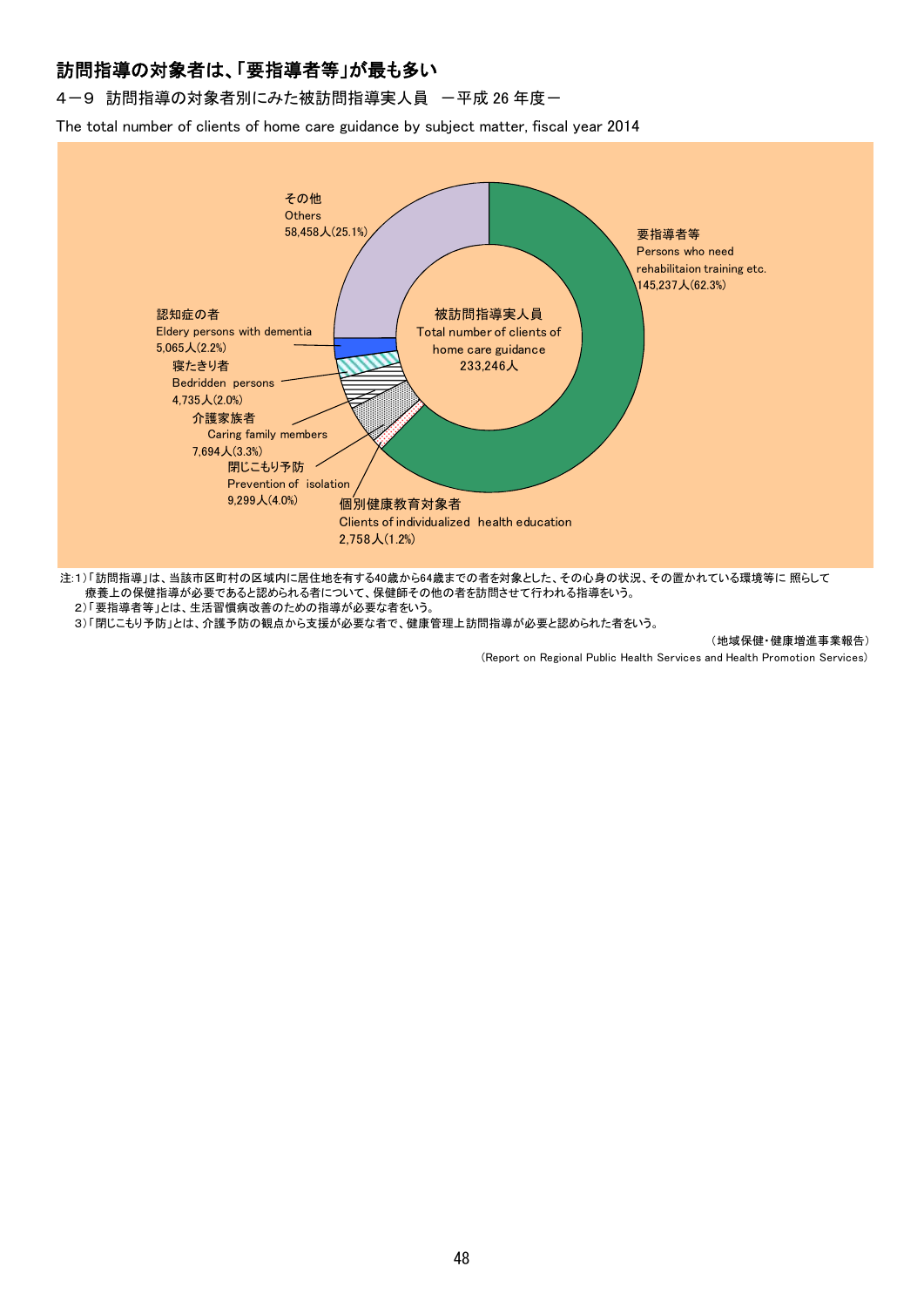## 訪問指導の対象者は、「要指導者等」が最も多い

4－9　訪問指導の対象者別にみた被訪問指導実人員　－平成 26 年度－

The total number of clients of home care guidance by subject matter, fiscal year 2014

被訪問指導実人員
Total number of clients of home care guidance
233,246人

| 区分 | 人員 | 割合 |
|---|---|---|
| 要指導者等 Persons who need rehabilitaion training etc. | 145,237人 | 62.3% |
| 個別健康教育対象者 Clients of individualized health education | 2,758人 | 1.2% |
| 閉じこもり予防 Prevention of isolation | 9,299人 | 4.0% |
| 介護家族者 Caring family members | 7,694人 | 3.3% |
| 寝たきり者 Bedridden persons | 4,735人 | 2.0% |
| 認知症の者 Eldery persons with dementia | 5,065人 | 2.2% |
| その他 Others | 58,458人 | 25.1% |

注:1)「訪問指導」は、当該市区町村の区域内に居住地を有する40歳から64歳までの者を対象とした、その心身の状況、その置かれている環境等に 照らして療養上の保健指導が必要であると認められる者について、保健師その他の者を訪問させて行われる指導をいう。
2)「要指導者等」とは、生活習慣病改善のための指導が必要な者をいう。
3)「閉じこもり予防」とは、介護予防の観点から支援が必要な者で、健康管理上訪問指導が必要と認められた者をいう。

（地域保健・健康増進事業報告）
(Report on Regional Public Health Services and Health Promotion Services)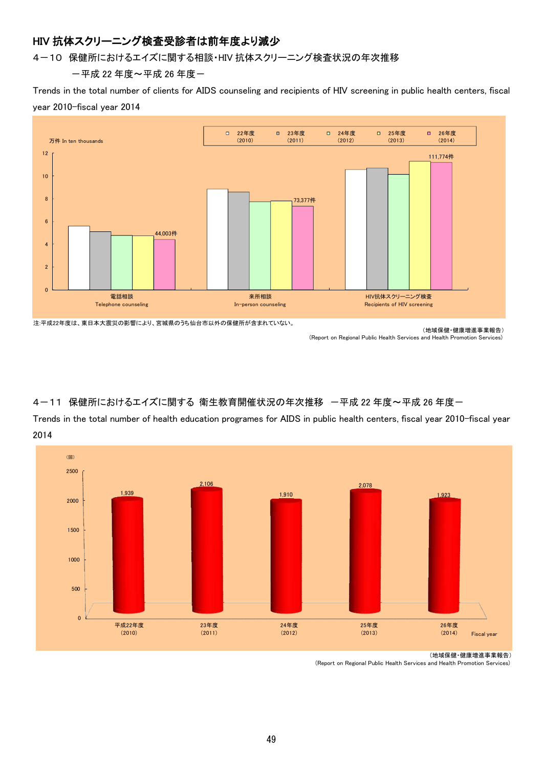## HIV 抗体スクリーニング検査受診者は前年度より減少

### 4－10 保健所におけるエイズに関する相談・HIV 抗体スクリーニング検査状況の年次推移

－平成 22 年度～平成 26 年度－

Trends in the total number of clients for AIDS counseling and recipients of HIV screening in public health centers, fiscal year 2010–fiscal year 2014

万件 In ten thousands

22年度 (2010)
23年度 (2011)
24年度 (2012)
25年度 (2013)
26年度 (2014)

12
10
8
6
4
2
0

44,003件
73,377件
111,774件

電話相談 Telephone counseling
来所相談 In-person counseling
HIV抗体スクリーニング検査 Recipients of HIV screening

注:平成22年度は、東日本大震災の影響により、宮城県のうち仙台市以外の保健所が含まれていない。

（地域保健・健康増進事業報告）
(Report on Regional Public Health Services and Health Promotion Services)

### 4－11 保健所におけるエイズに関する 衛生教育開催状況の年次推移 －平成 22 年度～平成 26 年度－

Trends in the total number of health education programes for AIDS in public health centers, fiscal year 2010–fiscal year 2014

（回）

2500
2000
1500
1000
500
0

1,939
2,106
1,910
2,078
1,923

平成22年度 (2010)
23年度 (2011)
24年度 (2012)
25年度 (2013)
26年度 (2014)
Fiscal year

（地域保健・健康増進事業報告）
(Report on Regional Public Health Services and Health Promotion Services)